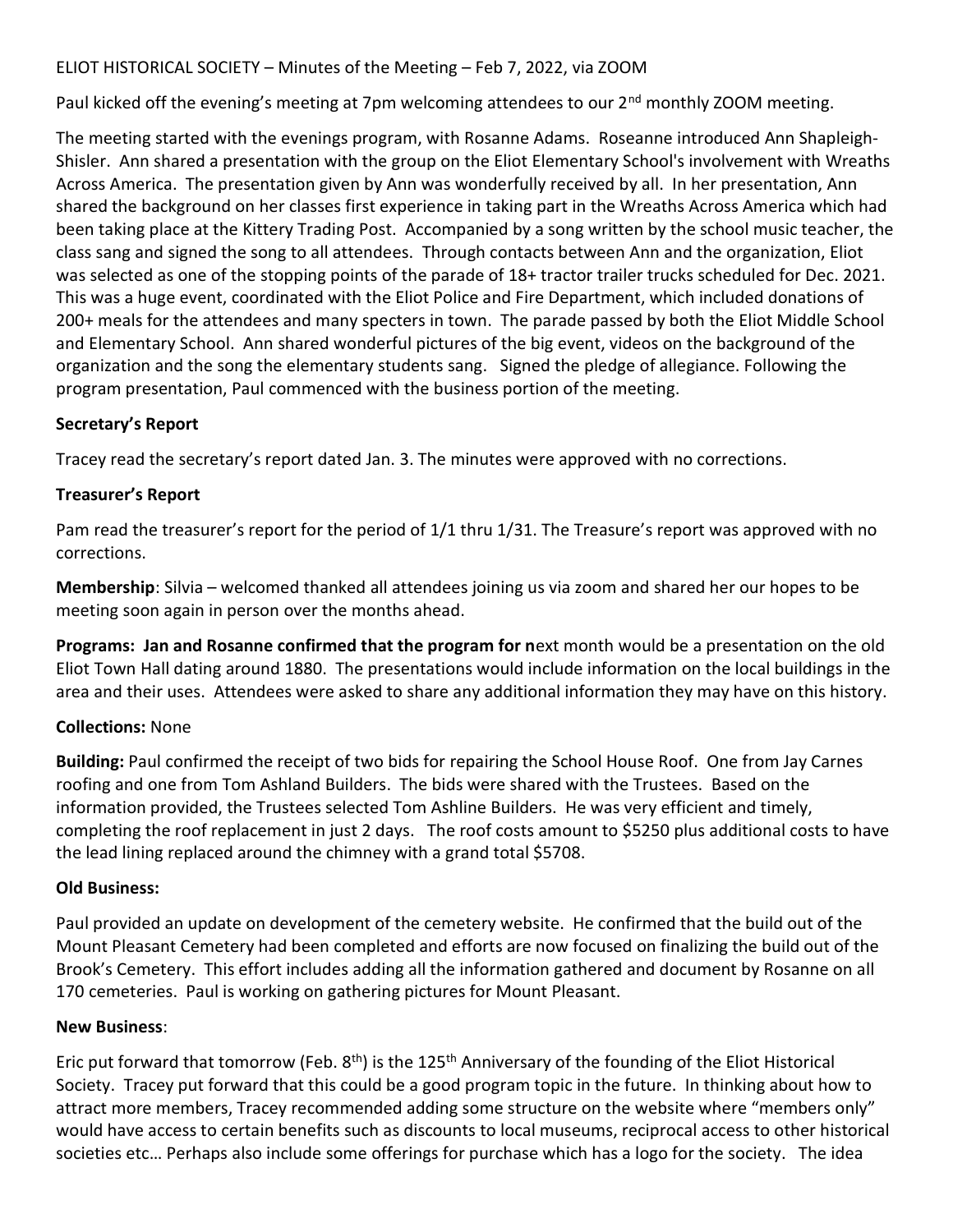ELIOT HISTORICAL SOCIETY – Minutes of the Meeting – Feb 7, 2022, via ZOOM

Paul kicked off the evening's meeting at 7pm welcoming attendees to our 2nd monthly ZOOM meeting.

The meeting started with the evenings program, with Rosanne Adams. Roseanne introduced Ann Shapleigh-Shisler. Ann shared a presentation with the group on the Eliot Elementary School's involvement with Wreaths Across America. The presentation given by Ann was wonderfully received by all. In her presentation, Ann shared the background on her classes first experience in taking part in the Wreaths Across America which had been taking place at the Kittery Trading Post. Accompanied by a song written by the school music teacher, the class sang and signed the song to all attendees. Through contacts between Ann and the organization, Eliot was selected as one of the stopping points of the parade of 18+ tractor trailer trucks scheduled for Dec. 2021. This was a huge event, coordinated with the Eliot Police and Fire Department, which included donations of 200+ meals for the attendees and many specters in town. The parade passed by both the Eliot Middle School and Elementary School. Ann shared wonderful pictures of the big event, videos on the background of the organization and the song the elementary students sang. Signed the pledge of allegiance. Following the program presentation, Paul commenced with the business portion of the meeting.

**Secretary's Report**

Tracey read the secretary's report dated Jan. 3. The minutes were approved with no corrections.

**Treasurer's Report**

Pam read the treasurer's report for the period of 1/1 thru 1/31. The Treasure's report was approved with no corrections.

**Membership**: Silvia – welcomed thanked all attendees joining us via zoom and shared her our hopes to be meeting soon again in person over the months ahead.

**Programs: Jan and Rosanne confirmed that the program for n**ext month would be a presentation on the old Eliot Town Hall dating around 1880. The presentations would include information on the local buildings in the area and their uses. Attendees were asked to share any additional information they may have on this history.

**Collections:** None

**Building:** Paul confirmed the receipt of two bids for repairing the School House Roof. One from Jay Carnes roofing and one from Tom Ashland Builders. The bids were shared with the Trustees. Based on the information provided, the Trustees selected Tom Ashline Builders. He was very efficient and timely, completing the roof replacement in just 2 days. The roof costs amount to $5250 plus additional costs to have the lead lining replaced around the chimney with a grand total $5708.

**Old Business:**

Paul provided an update on development of the cemetery website. He confirmed that the build out of the Mount Pleasant Cemetery had been completed and efforts are now focused on finalizing the build out of the Brook's Cemetery. This effort includes adding all the information gathered and document by Rosanne on all 170 cemeteries. Paul is working on gathering pictures for Mount Pleasant.

**New Business**:

Eric put forward that tomorrow (Feb. 8th) is the 125th Anniversary of the founding of the Eliot Historical Society. Tracey put forward that this could be a good program topic in the future. In thinking about how to attract more members, Tracey recommended adding some structure on the website where "members only" would have access to certain benefits such as discounts to local museums, reciprocal access to other historical societies etc… Perhaps also include some offerings for purchase which has a logo for the society. The idea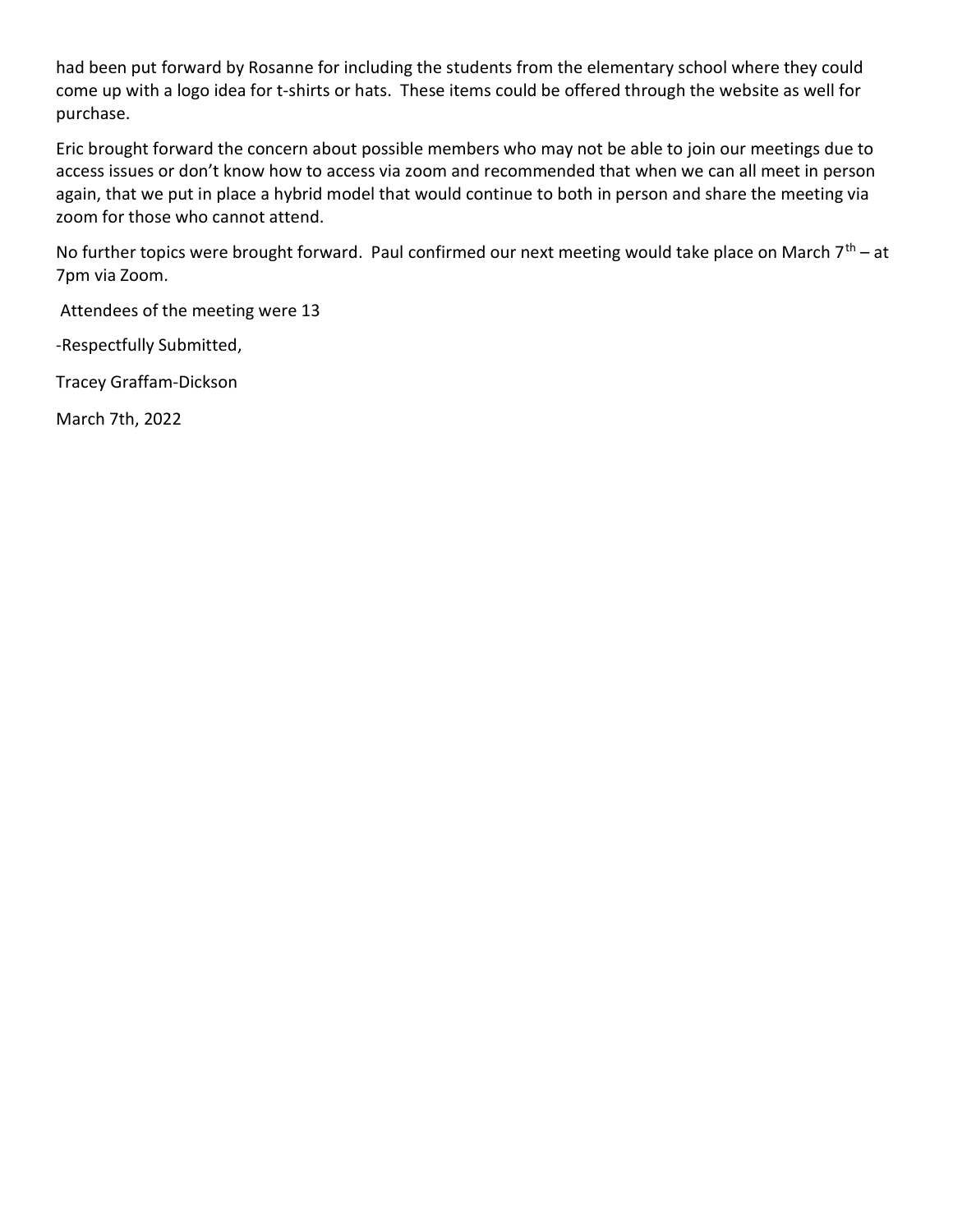had been put forward by Rosanne for including the students from the elementary school where they could come up with a logo idea for t-shirts or hats. These items could be offered through the website as well for purchase.

Eric brought forward the concern about possible members who may not be able to join our meetings due to access issues or don't know how to access via zoom and recommended that when we can all meet in person again, that we put in place a hybrid model that would continue to both in person and share the meeting via zoom for those who cannot attend.

No further topics were brought forward. Paul confirmed our next meeting would take place on March 7th – at 7pm via Zoom.

Attendees of the meeting were 13

-Respectfully Submitted,

Tracey Graffam-Dickson

March 7th, 2022